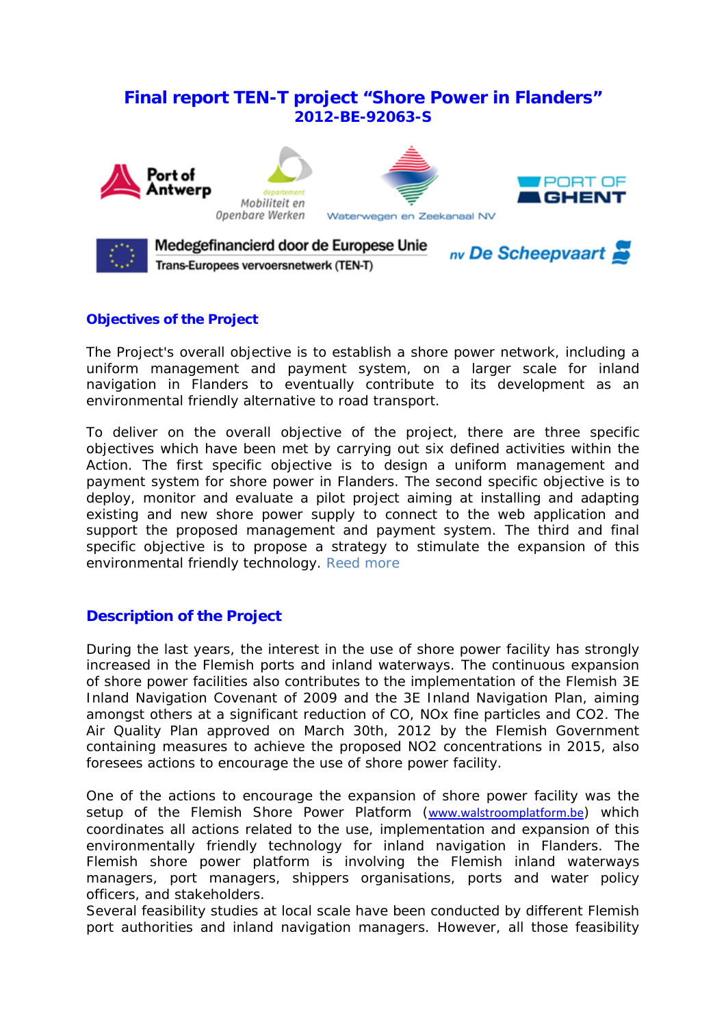# Final report TEN-T project "Shore Power in Flanders"

## 2012-BE-92063-S

Port of Antwerp

departement Mobiliteit en Openbare Werken

Waterwegen en Zeekanaal NV

PORT OF GHENT

Medegefinancierd door de Europese Unie

Trans-Europees vervoersnetwerk (TEN-T)

nv De Scheepvaart

### Objectives of the Project

The Project's overall objective is to establish a shore power network, including a uniform management and payment system, on a larger scale for inland navigation in Flanders to eventually contribute to its development as an environmental friendly alternative to road transport.

To deliver on the overall objective of the project, there are three specific objectives which have been met by carrying out six defined activities within the Action. The first specific objective is to design a uniform management and payment system for shore power in Flanders. The second specific objective is to deploy, monitor and evaluate a pilot project aiming at installing and adapting existing and new shore power supply to connect to the web application and support the proposed management and payment system. The third and final specific objective is to propose a strategy to stimulate the expansion of this environmental friendly technology. Reed more

### Description of the Project

During the last years, the interest in the use of shore power facility has strongly increased in the Flemish ports and inland waterways. The continuous expansion of shore power facilities also contributes to the implementation of the Flemish 3E Inland Navigation Covenant of 2009 and the 3E Inland Navigation Plan, aiming amongst others at a significant reduction of CO, NOx fine particles and CO2. The Air Quality Plan approved on March 30th, 2012 by the Flemish Government containing measures to achieve the proposed NO2 concentrations in 2015, also foresees actions to encourage the use of shore power facility.

One of the actions to encourage the expansion of shore power facility was the setup of the Flemish Shore Power Platform (www.walstroomplatform.be) which coordinates all actions related to the use, implementation and expansion of this environmentally friendly technology for inland navigation in Flanders. The Flemish shore power platform is involving the Flemish inland waterways managers, port managers, shippers organisations, ports and water policy officers, and stakeholders.
Several feasibility studies at local scale have been conducted by different Flemish port authorities and inland navigation managers. However, all those feasibility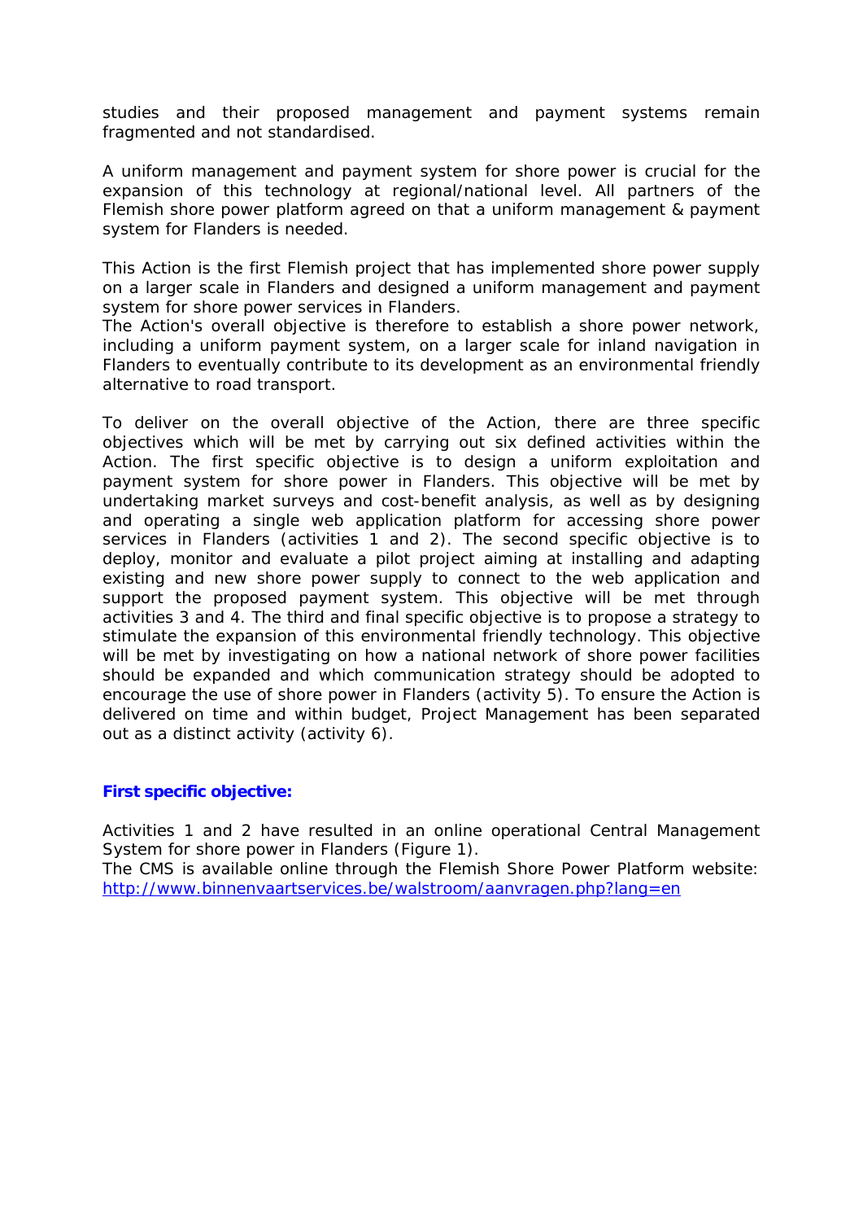studies and their proposed management and payment systems remain fragmented and not standardised.

A uniform management and payment system for shore power is crucial for the expansion of this technology at regional/national level. All partners of the Flemish shore power platform agreed on that a uniform management & payment system for Flanders is needed.

This Action is the first Flemish project that has implemented shore power supply on a larger scale in Flanders and designed a uniform management and payment system for shore power services in Flanders.
The Action's overall objective is therefore to establish a shore power network, including a uniform payment system, on a larger scale for inland navigation in Flanders to eventually contribute to its development as an environmental friendly alternative to road transport.

To deliver on the overall objective of the Action, there are three specific objectives which will be met by carrying out six defined activities within the Action. The first specific objective is to design a uniform exploitation and payment system for shore power in Flanders. This objective will be met by undertaking market surveys and cost-benefit analysis, as well as by designing and operating a single web application platform for accessing shore power services in Flanders (activities 1 and 2). The second specific objective is to deploy, monitor and evaluate a pilot project aiming at installing and adapting existing and new shore power supply to connect to the web application and support the proposed payment system. This objective will be met through activities 3 and 4. The third and final specific objective is to propose a strategy to stimulate the expansion of this environmental friendly technology. This objective will be met by investigating on how a national network of shore power facilities should be expanded and which communication strategy should be adopted to encourage the use of shore power in Flanders (activity 5). To ensure the Action is delivered on time and within budget, Project Management has been separated out as a distinct activity (activity 6).

### First specific objective:

Activities 1 and 2 have resulted in an online operational Central Management System for shore power in Flanders (Figure 1).
The CMS is available online through the Flemish Shore Power Platform website: http://www.binnenvaartservices.be/walstroom/aanvragen.php?lang=en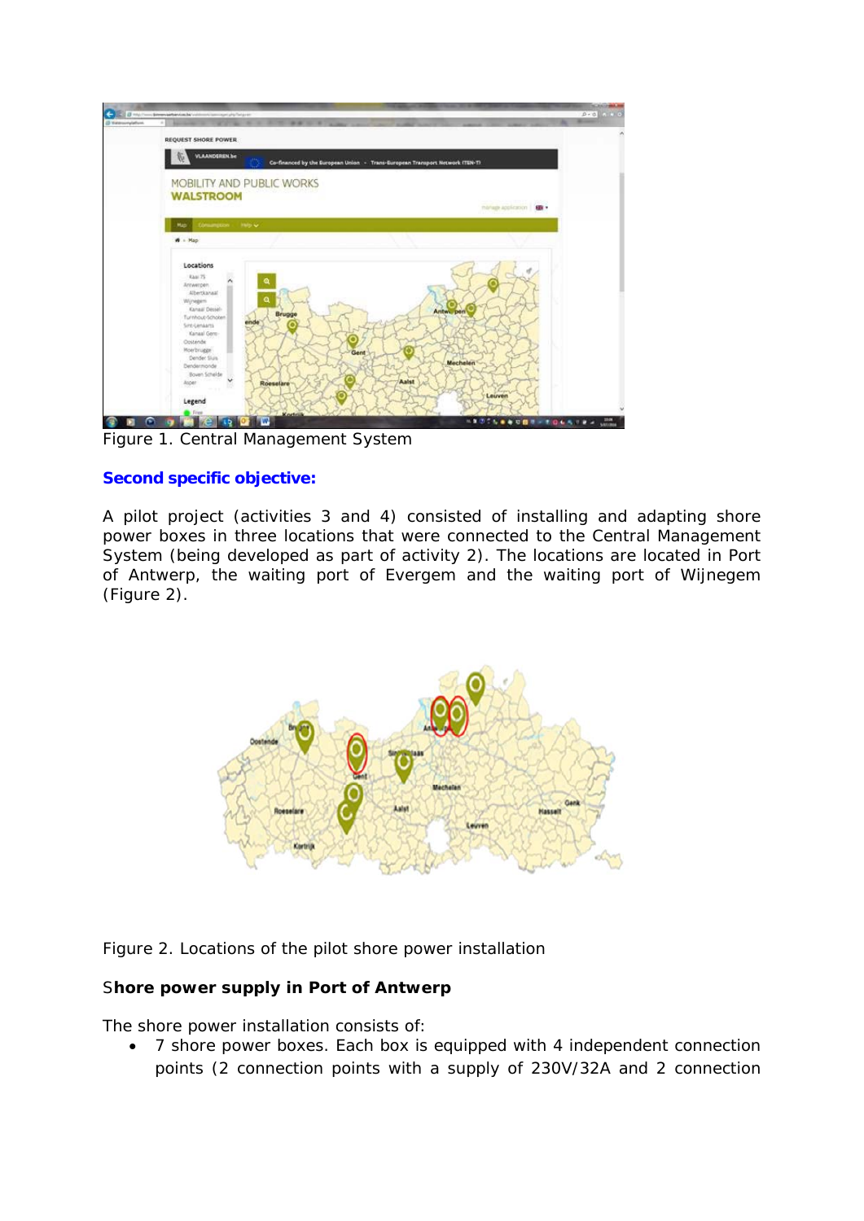Figure 1. Central Management System

## Second specific objective:

A pilot project (activities 3 and 4) consisted of installing and adapting shore power boxes in three locations that were connected to the Central Management System (being developed as part of activity 2). The locations are located in Port of Antwerp, the waiting port of Evergem and the waiting port of Wijnegem (Figure 2).

Figure 2. Locations of the pilot shore power installation

**Shore power supply in Port of Antwerp**

The shore power installation consists of:

- 7 shore power boxes. Each box is equipped with 4 independent connection points (2 connection points with a supply of 230V/32A and 2 connection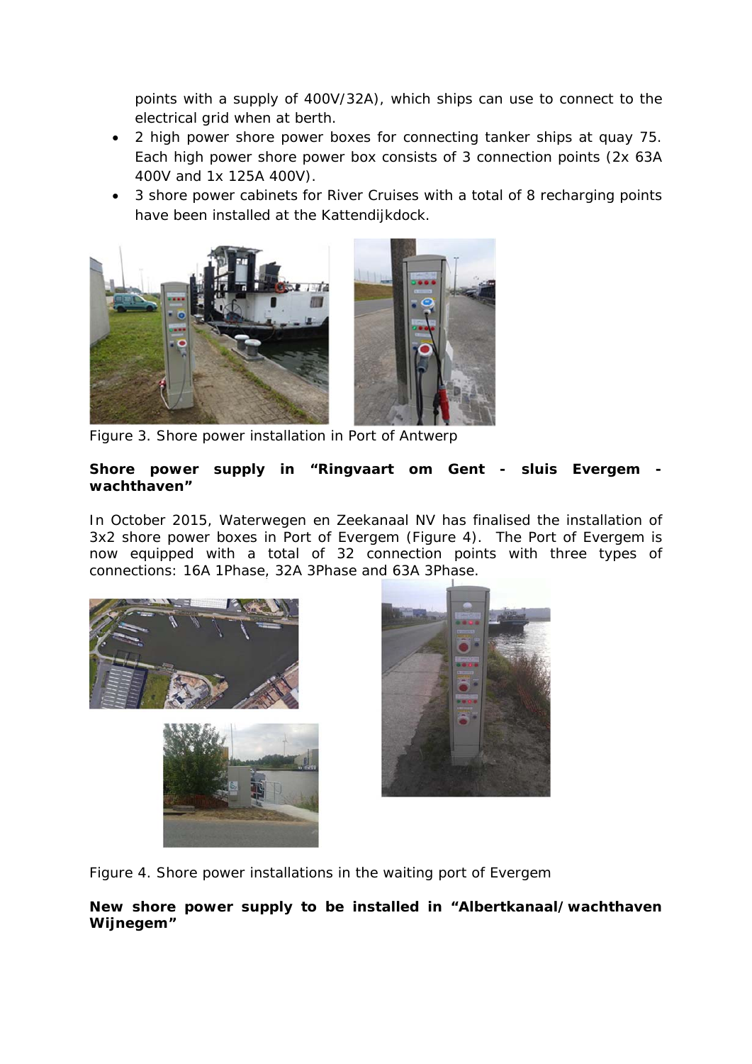points with a supply of 400V/32A), which ships can use to connect to the electrical grid when at berth.

- 2 high power shore power boxes for connecting tanker ships at quay 75. Each high power shore power box consists of 3 connection points (2x 63A 400V and 1x 125A 400V).
- 3 shore power cabinets for River Cruises with a total of 8 recharging points have been installed at the Kattendijkdock.

Figure 3. Shore power installation in Port of Antwerp

**Shore power supply in "Ringvaart om Gent - sluis Evergem - wachthaven"**

In October 2015, Waterwegen en Zeekanaal NV has finalised the installation of 3x2 shore power boxes in Port of Evergem (Figure 4). The Port of Evergem is now equipped with a total of 32 connection points with three types of connections: 16A 1Phase, 32A 3Phase and 63A 3Phase.

Figure 4. Shore power installations in the waiting port of Evergem

**New shore power supply to be installed in "Albertkanaal/wachthaven Wijnegem"**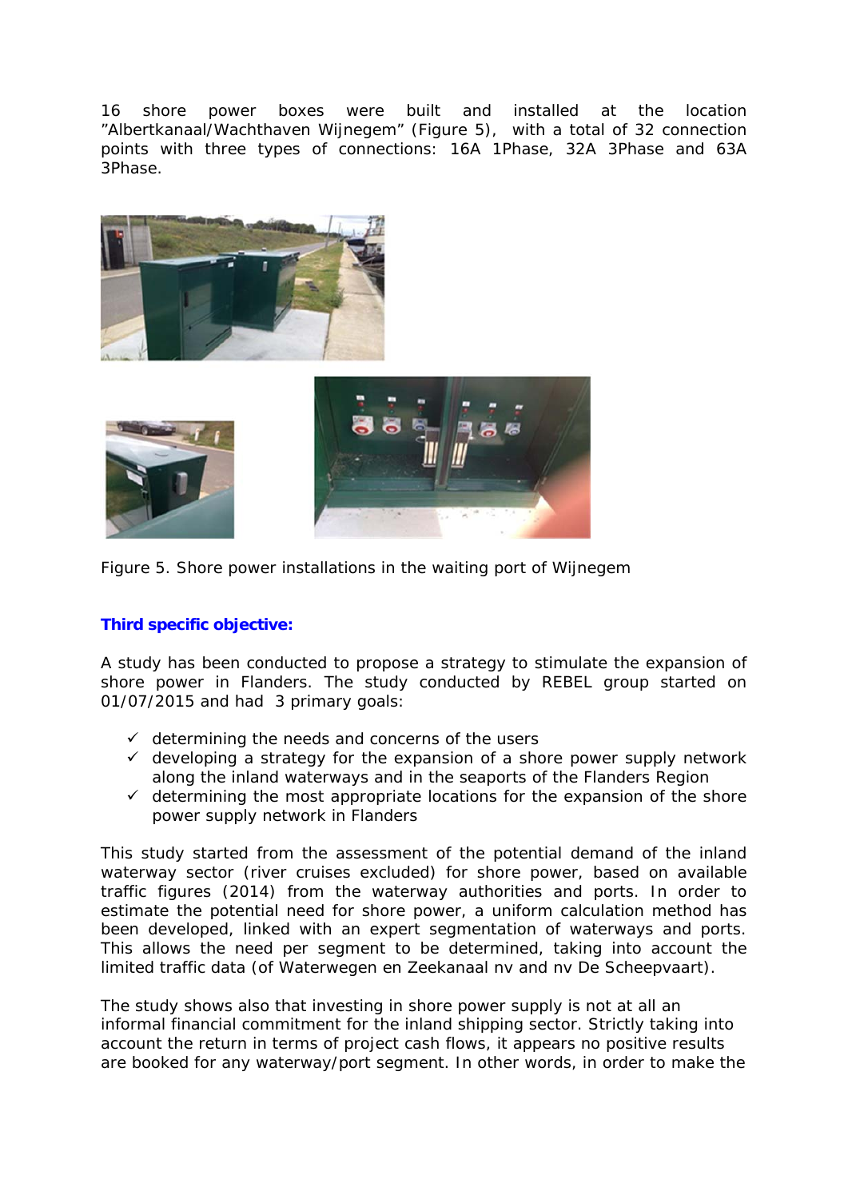16 shore power boxes were built and installed at the location "Albertkanaal/Wachthaven Wijnegem" (Figure 5), with a total of 32 connection points with three types of connections: 16A 1Phase, 32A 3Phase and 63A 3Phase.

Figure 5. Shore power installations in the waiting port of Wijnegem

### Third specific objective:

A study has been conducted to propose a strategy to stimulate the expansion of shore power in Flanders. The study conducted by REBEL group started on 01/07/2015 and had 3 primary goals:

- ✓ determining the needs and concerns of the users
- ✓ developing a strategy for the expansion of a shore power supply network along the inland waterways and in the seaports of the Flanders Region
- ✓ determining the most appropriate locations for the expansion of the shore power supply network in Flanders

This study started from the assessment of the potential demand of the inland waterway sector (river cruises excluded) for shore power, based on available traffic figures (2014) from the waterway authorities and ports. In order to estimate the potential need for shore power, a uniform calculation method has been developed, linked with an expert segmentation of waterways and ports. This allows the need per segment to be determined, taking into account the limited traffic data (of Waterwegen en Zeekanaal nv and nv De Scheepvaart).

The study shows also that investing in shore power supply is not at all an informal financial commitment for the inland shipping sector. Strictly taking into account the return in terms of project cash flows, it appears no positive results are booked for any waterway/port segment. In other words, in order to make the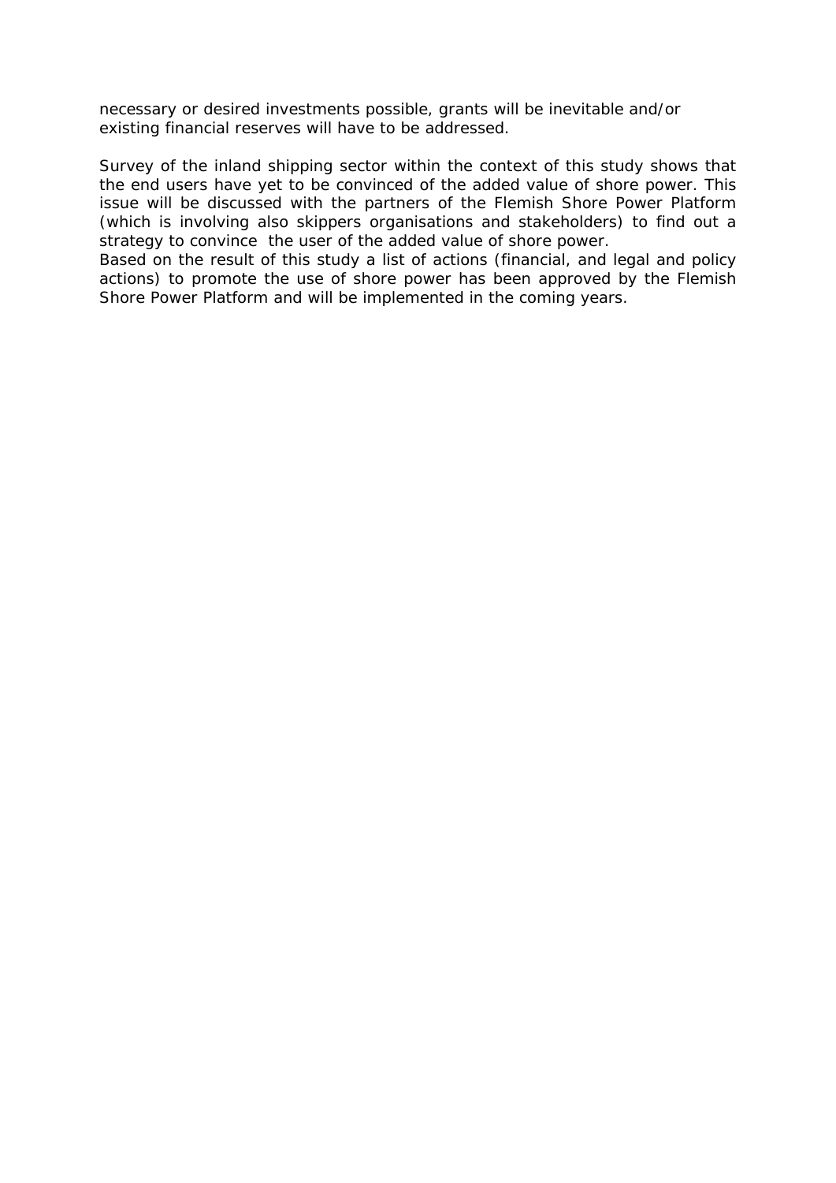necessary or desired investments possible, grants will be inevitable and/or existing financial reserves will have to be addressed.

Survey of the inland shipping sector within the context of this study shows that the end users have yet to be convinced of the added value of shore power. This issue will be discussed with the partners of the Flemish Shore Power Platform (which is involving also skippers organisations and stakeholders) to find out a strategy to convince the user of the added value of shore power.
Based on the result of this study a list of actions (financial, and legal and policy actions) to promote the use of shore power has been approved by the Flemish Shore Power Platform and will be implemented in the coming years.